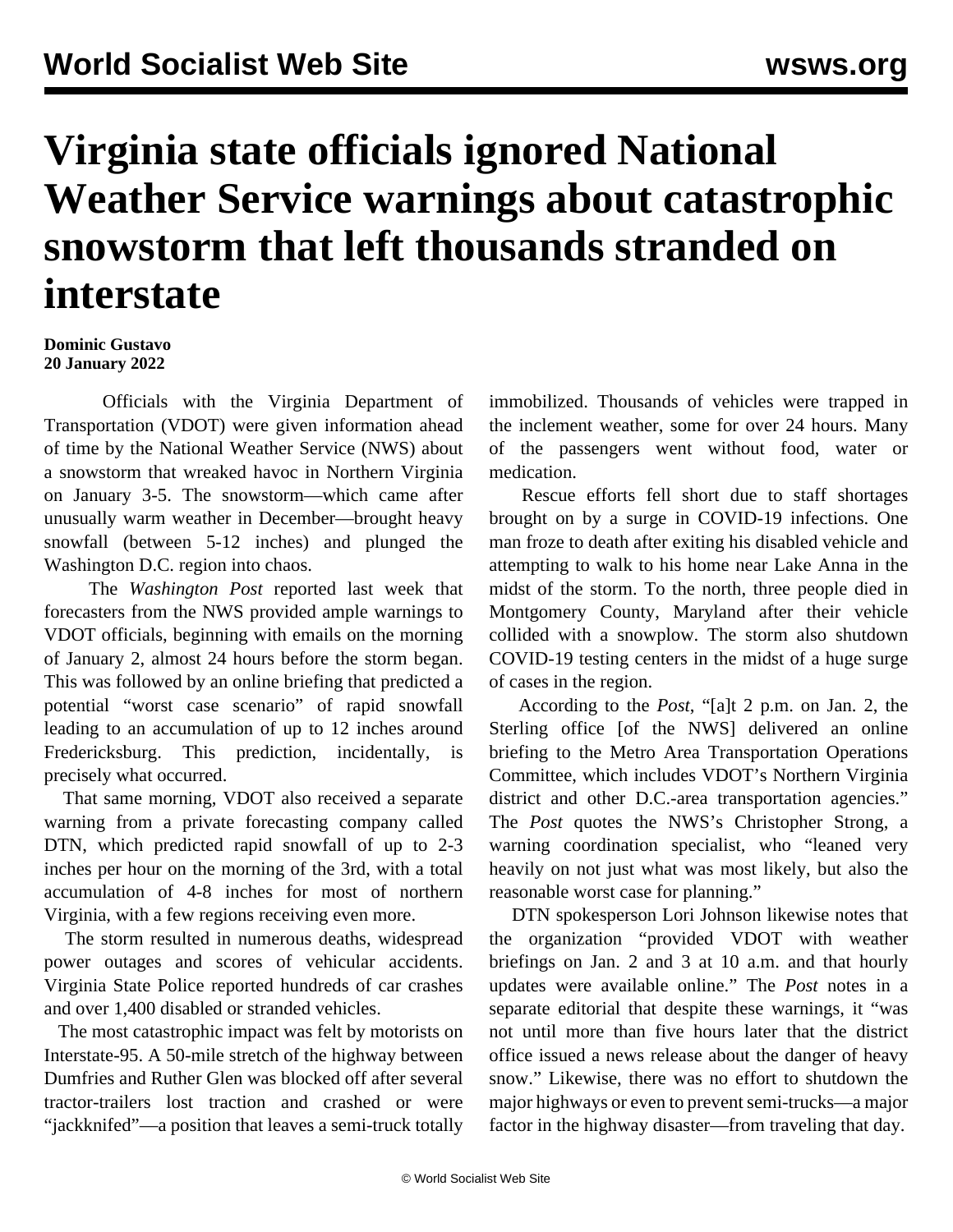# Virginia state officials ignored National Weather Service warnings about catastrophic snowstorm that left thousands stranded on interstate

**Dominic Gustavo**
**20 January 2022**

Officials with the Virginia Department of Transportation (VDOT) were given information ahead of time by the National Weather Service (NWS) about a snowstorm that wreaked havoc in Northern Virginia on January 3-5. The snowstorm—which came after unusually warm weather in December—brought heavy snowfall (between 5-12 inches) and plunged the Washington D.C. region into chaos.

The *Washington Post* reported last week that forecasters from the NWS provided ample warnings to VDOT officials, beginning with emails on the morning of January 2, almost 24 hours before the storm began. This was followed by an online briefing that predicted a potential "worst case scenario" of rapid snowfall leading to an accumulation of up to 12 inches around Fredericksburg. This prediction, incidentally, is precisely what occurred.

That same morning, VDOT also received a separate warning from a private forecasting company called DTN, which predicted rapid snowfall of up to 2-3 inches per hour on the morning of the 3rd, with a total accumulation of 4-8 inches for most of northern Virginia, with a few regions receiving even more.

The storm resulted in numerous deaths, widespread power outages and scores of vehicular accidents. Virginia State Police reported hundreds of car crashes and over 1,400 disabled or stranded vehicles.

The most catastrophic impact was felt by motorists on Interstate-95. A 50-mile stretch of the highway between Dumfries and Ruther Glen was blocked off after several tractor-trailers lost traction and crashed or were "jackknifed"—a position that leaves a semi-truck totally immobilized. Thousands of vehicles were trapped in the inclement weather, some for over 24 hours. Many of the passengers went without food, water or medication.

Rescue efforts fell short due to staff shortages brought on by a surge in COVID-19 infections. One man froze to death after exiting his disabled vehicle and attempting to walk to his home near Lake Anna in the midst of the storm. To the north, three people died in Montgomery County, Maryland after their vehicle collided with a snowplow. The storm also shutdown COVID-19 testing centers in the midst of a huge surge of cases in the region.

According to the *Post*, "[a]t 2 p.m. on Jan. 2, the Sterling office [of the NWS] delivered an online briefing to the Metro Area Transportation Operations Committee, which includes VDOT's Northern Virginia district and other D.C.-area transportation agencies." The *Post* quotes the NWS's Christopher Strong, a warning coordination specialist, who "leaned very heavily on not just what was most likely, but also the reasonable worst case for planning."

DTN spokesperson Lori Johnson likewise notes that the organization "provided VDOT with weather briefings on Jan. 2 and 3 at 10 a.m. and that hourly updates were available online." The *Post* notes in a separate editorial that despite these warnings, it "was not until more than five hours later that the district office issued a news release about the danger of heavy snow." Likewise, there was no effort to shutdown the major highways or even to prevent semi-trucks—a major factor in the highway disaster—from traveling that day.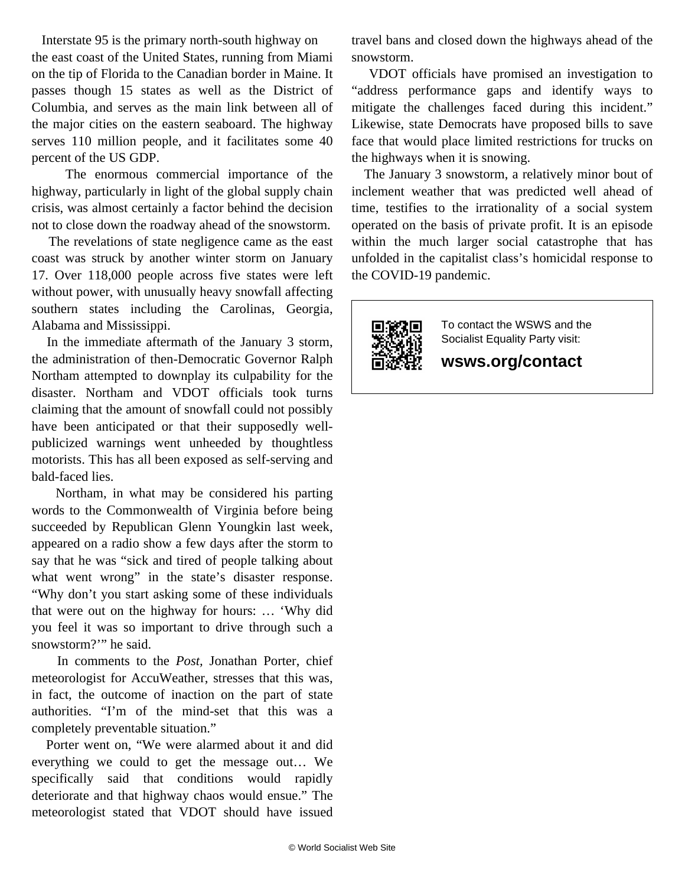Interstate 95 is the primary north-south highway on the east coast of the United States, running from Miami on the tip of Florida to the Canadian border in Maine. It passes though 15 states as well as the District of Columbia, and serves as the main link between all of the major cities on the eastern seaboard. The highway serves 110 million people, and it facilitates some 40 percent of the US GDP.

The enormous commercial importance of the highway, particularly in light of the global supply chain crisis, was almost certainly a factor behind the decision not to close down the roadway ahead of the snowstorm.

The revelations of state negligence came as the east coast was struck by another winter storm on January 17. Over 118,000 people across five states were left without power, with unusually heavy snowfall affecting southern states including the Carolinas, Georgia, Alabama and Mississippi.

In the immediate aftermath of the January 3 storm, the administration of then-Democratic Governor Ralph Northam attempted to downplay its culpability for the disaster. Northam and VDOT officials took turns claiming that the amount of snowfall could not possibly have been anticipated or that their supposedly well-publicized warnings went unheeded by thoughtless motorists. This has all been exposed as self-serving and bald-faced lies.

Northam, in what may be considered his parting words to the Commonwealth of Virginia before being succeeded by Republican Glenn Youngkin last week, appeared on a radio show a few days after the storm to say that he was "sick and tired of people talking about what went wrong" in the state's disaster response. "Why don't you start asking some of these individuals that were out on the highway for hours: … 'Why did you feel it was so important to drive through such a snowstorm?'" he said.

In comments to the *Post*, Jonathan Porter, chief meteorologist for AccuWeather, stresses that this was, in fact, the outcome of inaction on the part of state authorities. "I'm of the mind-set that this was a completely preventable situation."

Porter went on, "We were alarmed about it and did everything we could to get the message out… We specifically said that conditions would rapidly deteriorate and that highway chaos would ensue." The meteorologist stated that VDOT should have issued travel bans and closed down the highways ahead of the snowstorm.

VDOT officials have promised an investigation to "address performance gaps and identify ways to mitigate the challenges faced during this incident." Likewise, state Democrats have proposed bills to save face that would place limited restrictions for trucks on the highways when it is snowing.

The January 3 snowstorm, a relatively minor bout of inclement weather that was predicted well ahead of time, testifies to the irrationality of a social system operated on the basis of private profit. It is an episode within the much larger social catastrophe that has unfolded in the capitalist class's homicidal response to the COVID-19 pandemic.

To contact the WSWS and the Socialist Equality Party visit:

**wsws.org/contact**